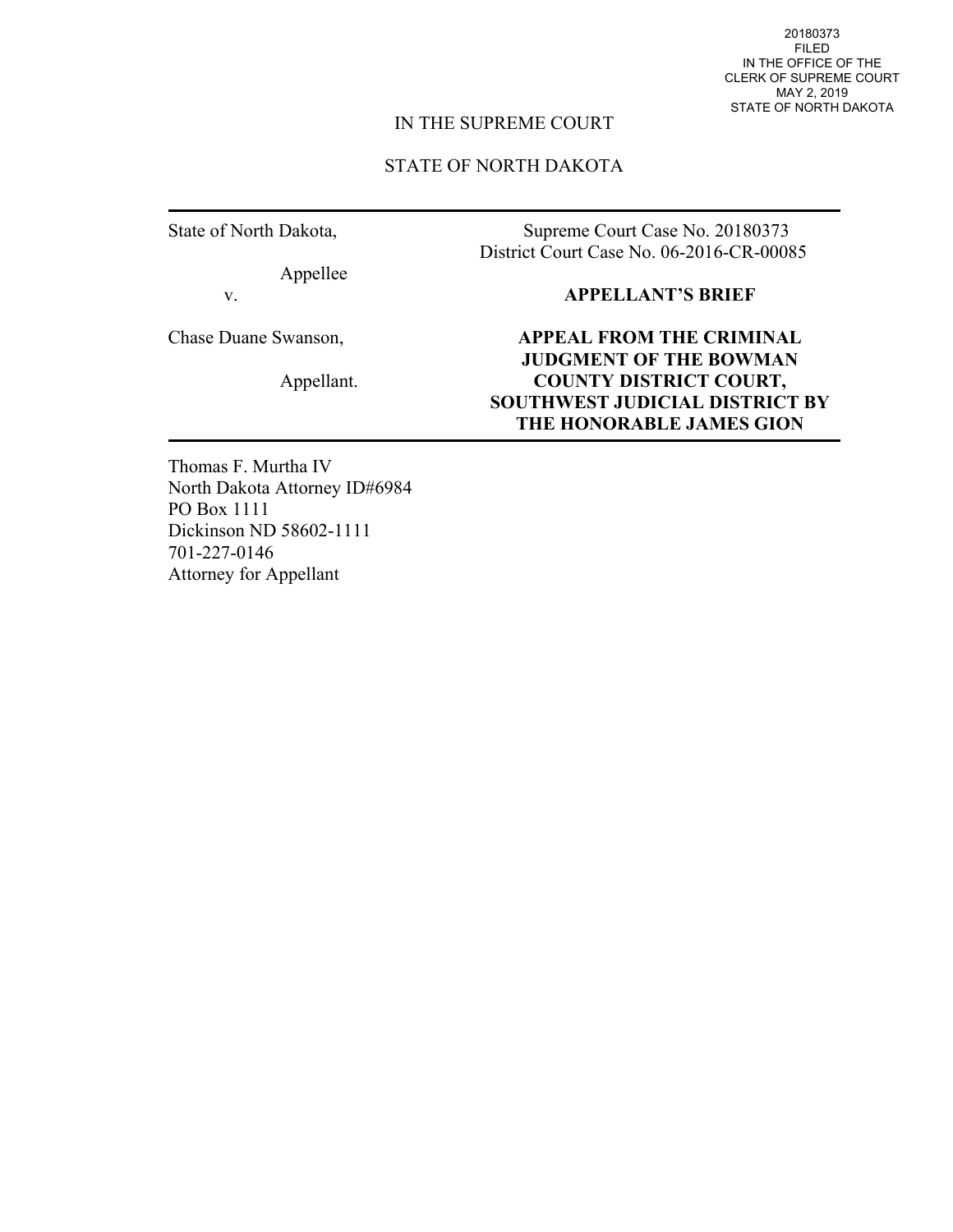20180373
FILED
IN THE OFFICE OF THE
CLERK OF SUPREME COURT
MAY 2, 2019
STATE OF NORTH DAKOTA

IN THE SUPREME COURT

STATE OF NORTH DAKOTA

---

State of North Dakota,

Appellee

v.

Chase Duane Swanson,

Appellant.

Supreme Court Case No. 20180373
District Court Case No. 06-2016-CR-00085

**APPELLANT'S BRIEF**

**APPEAL FROM THE CRIMINAL JUDGMENT OF THE BOWMAN COUNTY DISTRICT COURT, SOUTHWEST JUDICIAL DISTRICT BY THE HONORABLE JAMES GION**

---

Thomas F. Murtha IV
North Dakota Attorney ID#6984
PO Box 1111
Dickinson ND 58602-1111
701-227-0146
Attorney for Appellant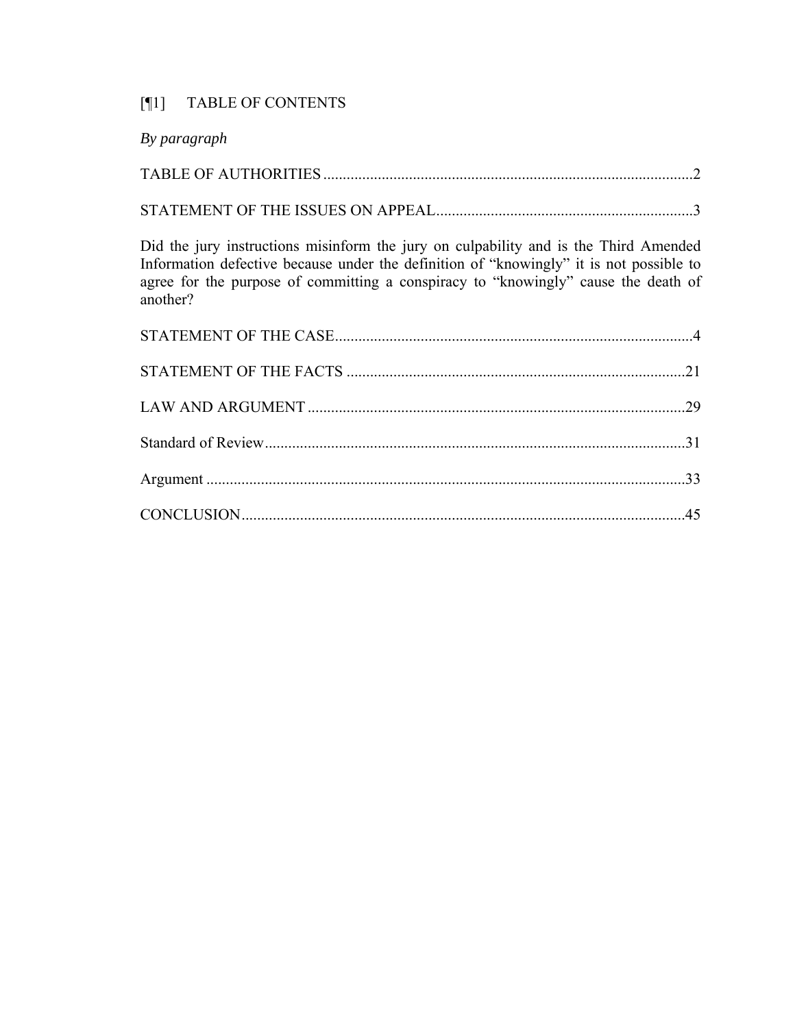[¶1] TABLE OF CONTENTS

*By paragraph*

TABLE OF AUTHORITIES ..............................................................................................2

STATEMENT OF THE ISSUES ON APPEAL..................................................................3

Did the jury instructions misinform the jury on culpability and is the Third Amended Information defective because under the definition of "knowingly" it is not possible to agree for the purpose of committing a conspiracy to "knowingly" cause the death of another?

STATEMENT OF THE CASE...........................................................................................4

STATEMENT OF THE FACTS .......................................................................................21

LAW AND ARGUMENT .................................................................................................29

Standard of Review............................................................................................................31

Argument ...........................................................................................................................33

CONCLUSION..................................................................................................................45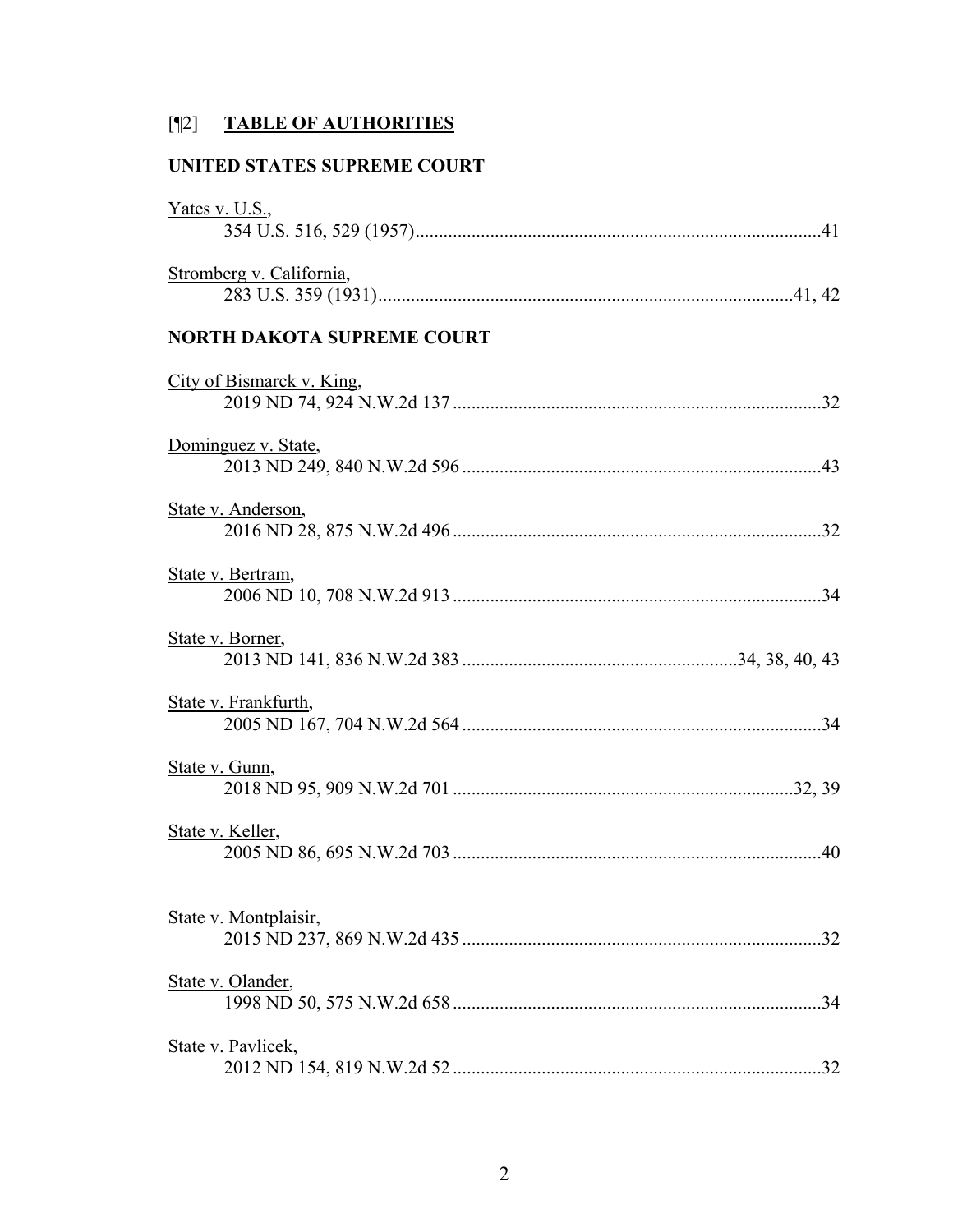# [¶2] **TABLE OF AUTHORITIES**

## UNITED STATES SUPREME COURT

Yates v. U.S.,
354 U.S. 516, 529 (1957)........................................................................................41

Stromberg v. California,
283 U.S. 359 (1931)..........................................................................................41, 42

## NORTH DAKOTA SUPREME COURT

City of Bismarck v. King,
2019 ND 74, 924 N.W.2d 137..............................................................................32

Dominguez v. State,
2013 ND 249, 840 N.W.2d 596............................................................................43

State v. Anderson,
2016 ND 28, 875 N.W.2d 496..............................................................................32

State v. Bertram,
2006 ND 10, 708 N.W.2d 913..............................................................................34

State v. Borner,
2013 ND 141, 836 N.W.2d 383...........................................................34, 38, 40, 43

State v. Frankfurth,
2005 ND 167, 704 N.W.2d 564............................................................................34

State v. Gunn,
2018 ND 95, 909 N.W.2d 701.........................................................................32, 39

State v. Keller,
2005 ND 86, 695 N.W.2d 703..............................................................................40

State v. Montplaisir,
2015 ND 237, 869 N.W.2d 435............................................................................32

State v. Olander,
1998 ND 50, 575 N.W.2d 658..............................................................................34

State v. Pavlicek,
2012 ND 154, 819 N.W.2d 52...............................................................................32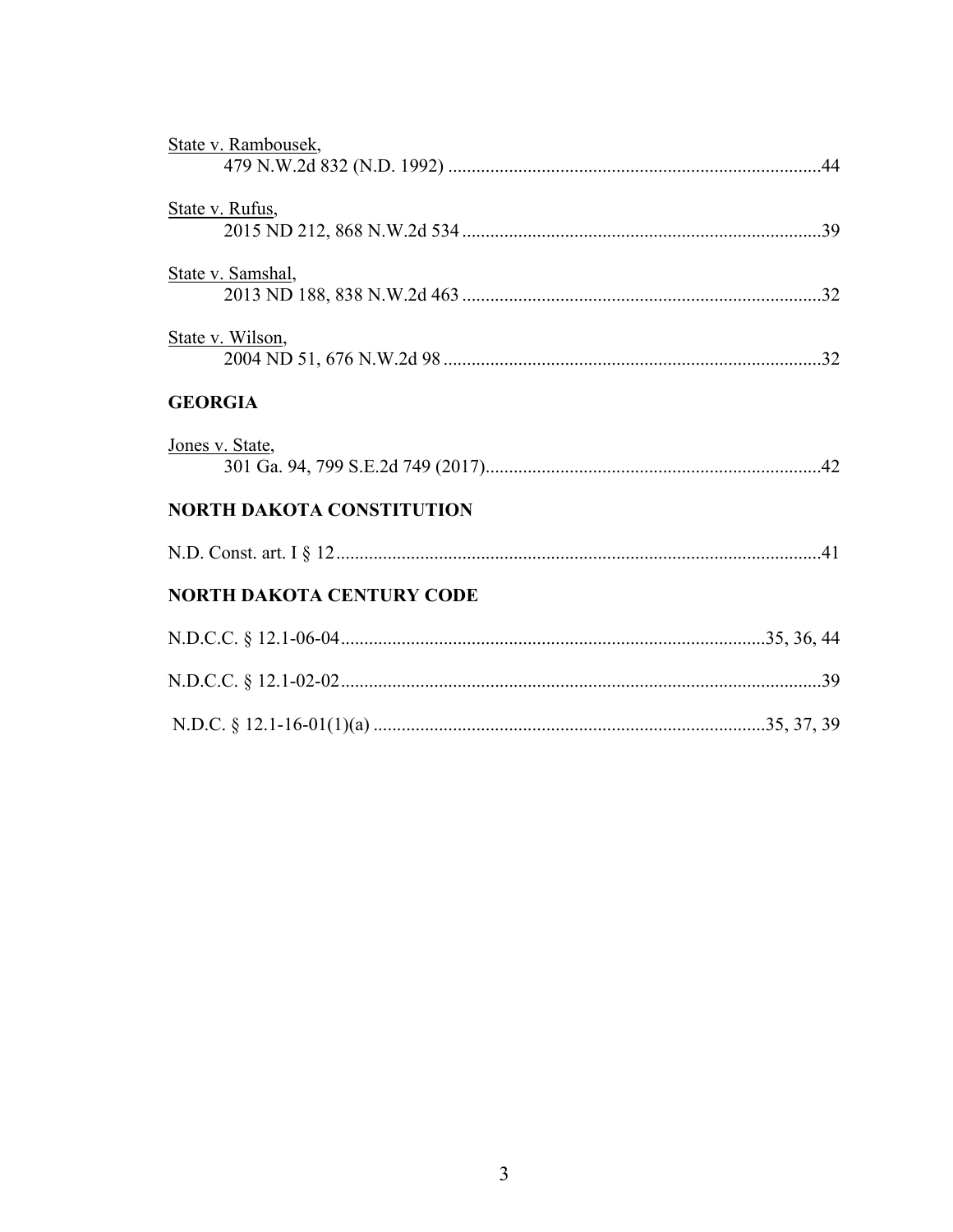State v. Rambousek,
479 N.W.2d 832 (N.D. 1992) ................................................................................44

State v. Rufus,
2015 ND 212, 868 N.W.2d 534 .............................................................................39

State v. Samshal,
2013 ND 188, 838 N.W.2d 463 .............................................................................32

State v. Wilson,
2004 ND 51, 676 N.W.2d 98 .................................................................................32

**GEORGIA**

Jones v. State,
301 Ga. 94, 799 S.E.2d 749 (2017)........................................................................42

**NORTH DAKOTA CONSTITUTION**

N.D. Const. art. I § 12.........................................................................................41

**NORTH DAKOTA CENTURY CODE**

N.D.C.C. § 12.1-06-04..........................................................................35, 36, 44

N.D.C.C. § 12.1-02-02.......................................................................................39

N.D.C. § 12.1-16-01(1)(a) ..................................................................35, 37, 39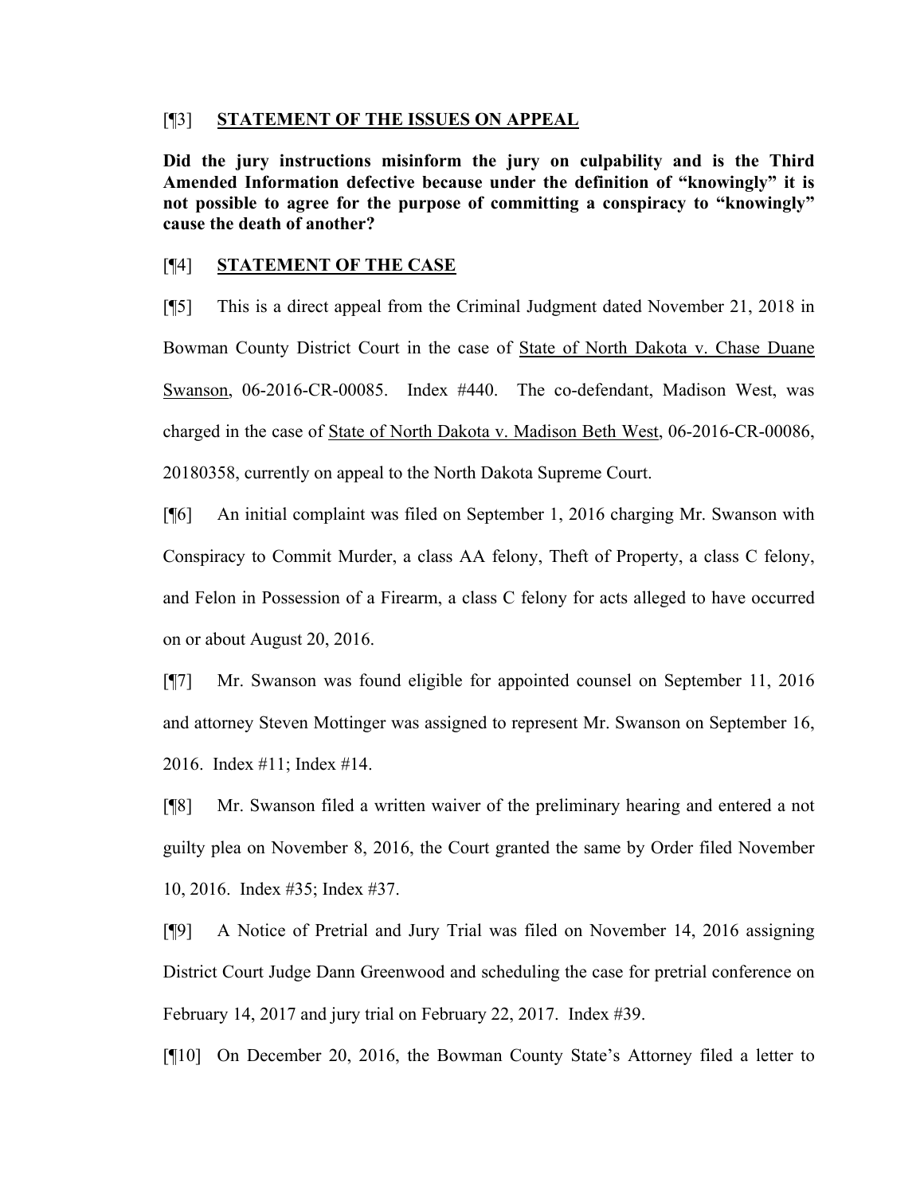[¶3] **STATEMENT OF THE ISSUES ON APPEAL**

**Did the jury instructions misinform the jury on culpability and is the Third Amended Information defective because under the definition of "knowingly" it is not possible to agree for the purpose of committing a conspiracy to "knowingly" cause the death of another?**

[¶4] **STATEMENT OF THE CASE**

[¶5] This is a direct appeal from the Criminal Judgment dated November 21, 2018 in Bowman County District Court in the case of State of North Dakota v. Chase Duane Swanson, 06-2016-CR-00085. Index #440. The co-defendant, Madison West, was charged in the case of State of North Dakota v. Madison Beth West, 06-2016-CR-00086, 20180358, currently on appeal to the North Dakota Supreme Court.

[¶6] An initial complaint was filed on September 1, 2016 charging Mr. Swanson with Conspiracy to Commit Murder, a class AA felony, Theft of Property, a class C felony, and Felon in Possession of a Firearm, a class C felony for acts alleged to have occurred on or about August 20, 2016.

[¶7] Mr. Swanson was found eligible for appointed counsel on September 11, 2016 and attorney Steven Mottinger was assigned to represent Mr. Swanson on September 16, 2016. Index #11; Index #14.

[¶8] Mr. Swanson filed a written waiver of the preliminary hearing and entered a not guilty plea on November 8, 2016, the Court granted the same by Order filed November 10, 2016. Index #35; Index #37.

[¶9] A Notice of Pretrial and Jury Trial was filed on November 14, 2016 assigning District Court Judge Dann Greenwood and scheduling the case for pretrial conference on February 14, 2017 and jury trial on February 22, 2017. Index #39.

[¶10] On December 20, 2016, the Bowman County State's Attorney filed a letter to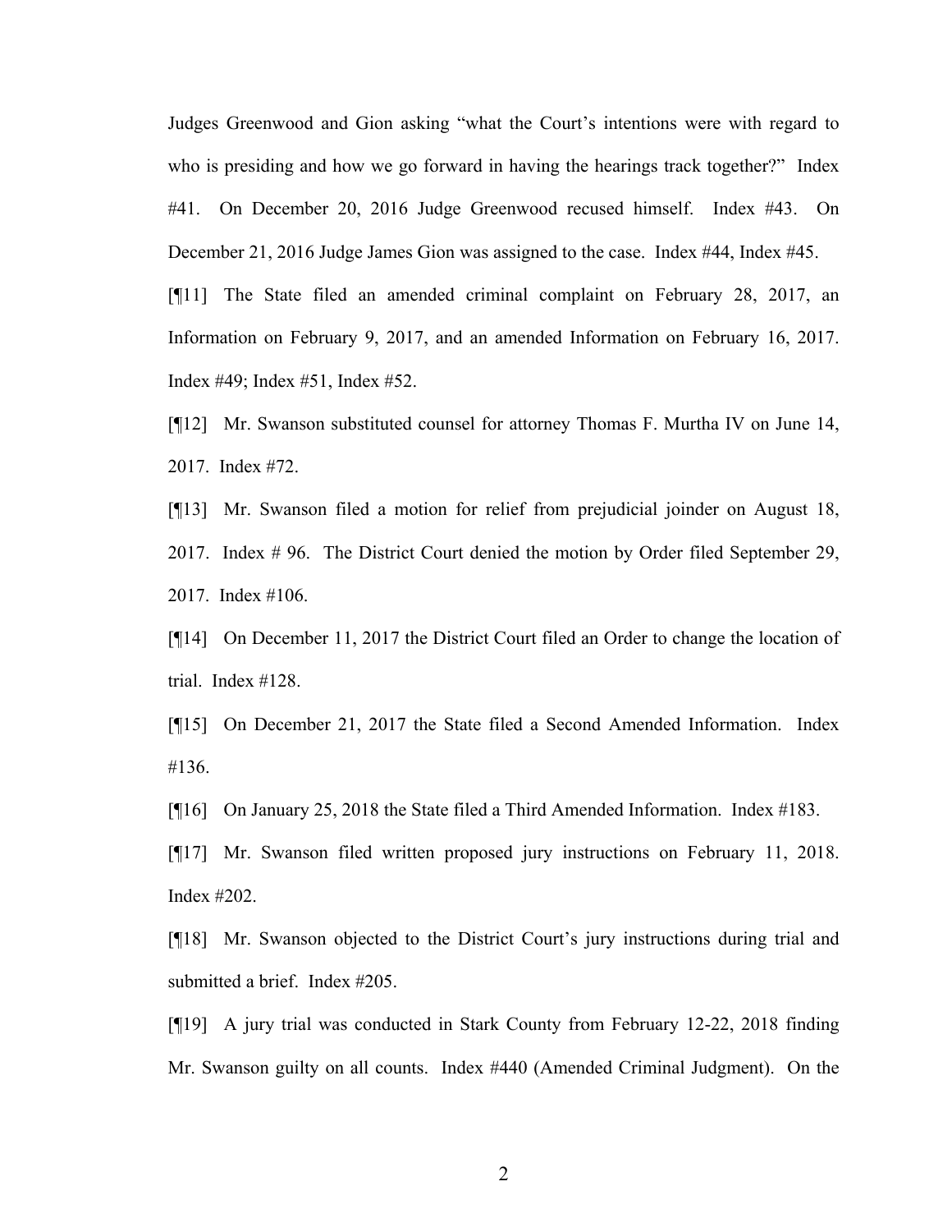Judges Greenwood and Gion asking "what the Court's intentions were with regard to who is presiding and how we go forward in having the hearings track together?" Index #41. On December 20, 2016 Judge Greenwood recused himself. Index #43. On December 21, 2016 Judge James Gion was assigned to the case. Index #44, Index #45.

[¶11] The State filed an amended criminal complaint on February 28, 2017, an Information on February 9, 2017, and an amended Information on February 16, 2017. Index #49; Index #51, Index #52.

[¶12] Mr. Swanson substituted counsel for attorney Thomas F. Murtha IV on June 14, 2017. Index #72.

[¶13] Mr. Swanson filed a motion for relief from prejudicial joinder on August 18, 2017. Index # 96. The District Court denied the motion by Order filed September 29, 2017. Index #106.

[¶14] On December 11, 2017 the District Court filed an Order to change the location of trial. Index #128.

[¶15] On December 21, 2017 the State filed a Second Amended Information. Index #136.

[¶16] On January 25, 2018 the State filed a Third Amended Information. Index #183.

[¶17] Mr. Swanson filed written proposed jury instructions on February 11, 2018. Index #202.

[¶18] Mr. Swanson objected to the District Court's jury instructions during trial and submitted a brief. Index #205.

[¶19] A jury trial was conducted in Stark County from February 12-22, 2018 finding Mr. Swanson guilty on all counts. Index #440 (Amended Criminal Judgment). On the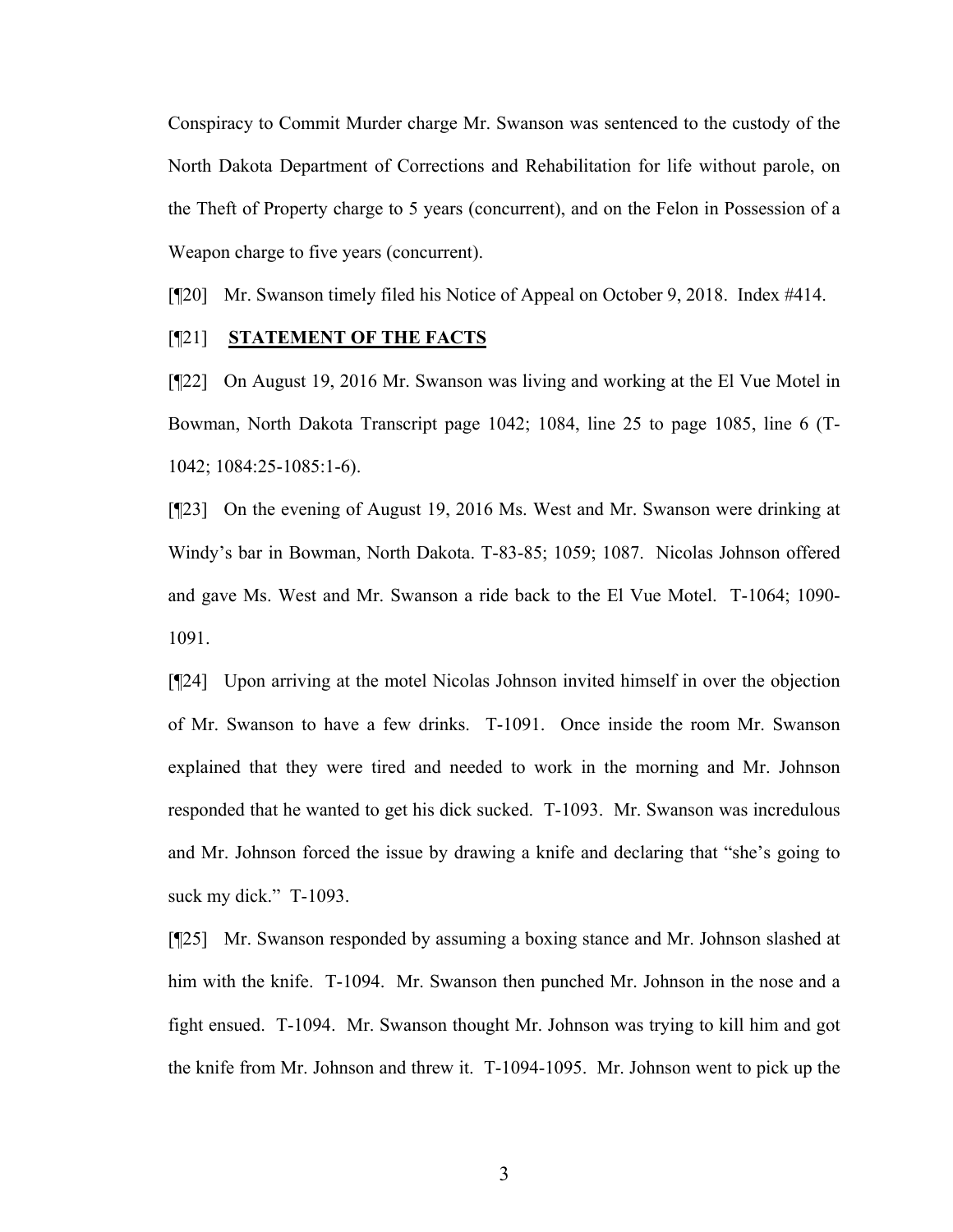Conspiracy to Commit Murder charge Mr. Swanson was sentenced to the custody of the North Dakota Department of Corrections and Rehabilitation for life without parole, on the Theft of Property charge to 5 years (concurrent), and on the Felon in Possession of a Weapon charge to five years (concurrent).

[¶20] Mr. Swanson timely filed his Notice of Appeal on October 9, 2018. Index #414.

[¶21] **STATEMENT OF THE FACTS**

[¶22] On August 19, 2016 Mr. Swanson was living and working at the El Vue Motel in Bowman, North Dakota Transcript page 1042; 1084, line 25 to page 1085, line 6 (T-1042; 1084:25-1085:1-6).

[¶23] On the evening of August 19, 2016 Ms. West and Mr. Swanson were drinking at Windy's bar in Bowman, North Dakota. T-83-85; 1059; 1087. Nicolas Johnson offered and gave Ms. West and Mr. Swanson a ride back to the El Vue Motel. T-1064; 1090-1091.

[¶24] Upon arriving at the motel Nicolas Johnson invited himself in over the objection of Mr. Swanson to have a few drinks. T-1091. Once inside the room Mr. Swanson explained that they were tired and needed to work in the morning and Mr. Johnson responded that he wanted to get his dick sucked. T-1093. Mr. Swanson was incredulous and Mr. Johnson forced the issue by drawing a knife and declaring that "she's going to suck my dick." T-1093.

[¶25] Mr. Swanson responded by assuming a boxing stance and Mr. Johnson slashed at him with the knife. T-1094. Mr. Swanson then punched Mr. Johnson in the nose and a fight ensued. T-1094. Mr. Swanson thought Mr. Johnson was trying to kill him and got the knife from Mr. Johnson and threw it. T-1094-1095. Mr. Johnson went to pick up the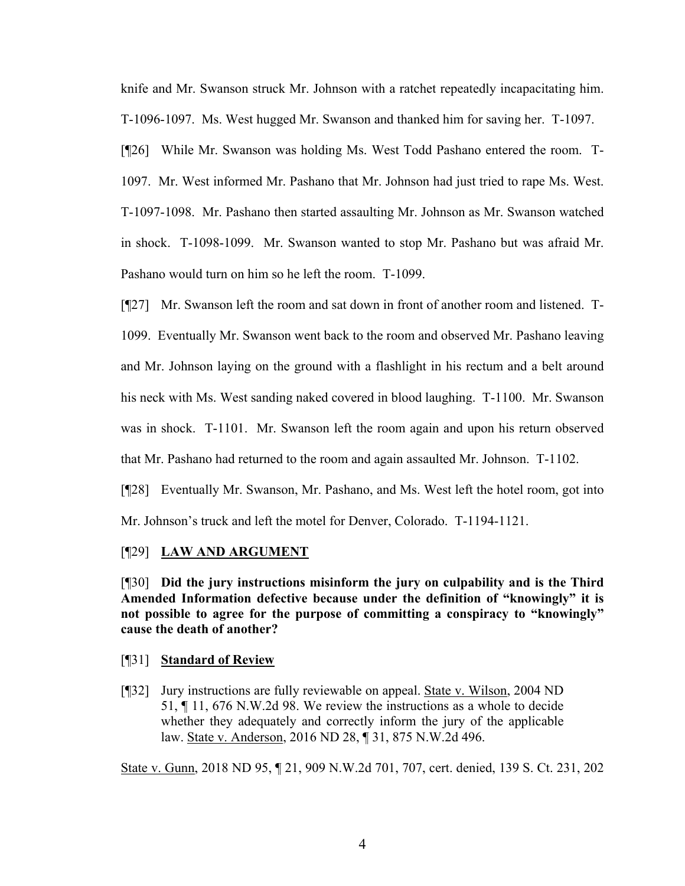knife and Mr. Swanson struck Mr. Johnson with a ratchet repeatedly incapacitating him. T-1096-1097. Ms. West hugged Mr. Swanson and thanked him for saving her. T-1097.

[¶26] While Mr. Swanson was holding Ms. West Todd Pashano entered the room. T-1097. Mr. West informed Mr. Pashano that Mr. Johnson had just tried to rape Ms. West. T-1097-1098. Mr. Pashano then started assaulting Mr. Johnson as Mr. Swanson watched in shock. T-1098-1099. Mr. Swanson wanted to stop Mr. Pashano but was afraid Mr. Pashano would turn on him so he left the room. T-1099.

[¶27] Mr. Swanson left the room and sat down in front of another room and listened. T-1099. Eventually Mr. Swanson went back to the room and observed Mr. Pashano leaving and Mr. Johnson laying on the ground with a flashlight in his rectum and a belt around his neck with Ms. West sanding naked covered in blood laughing. T-1100. Mr. Swanson was in shock. T-1101. Mr. Swanson left the room again and upon his return observed that Mr. Pashano had returned to the room and again assaulted Mr. Johnson. T-1102.

[¶28] Eventually Mr. Swanson, Mr. Pashano, and Ms. West left the hotel room, got into Mr. Johnson's truck and left the motel for Denver, Colorado. T-1194-1121.

[¶29] **LAW AND ARGUMENT**

[¶30] **Did the jury instructions misinform the jury on culpability and is the Third Amended Information defective because under the definition of "knowingly" it is not possible to agree for the purpose of committing a conspiracy to "knowingly" cause the death of another?**

[¶31] **Standard of Review**

[¶32] Jury instructions are fully reviewable on appeal. State v. Wilson, 2004 ND 51, ¶ 11, 676 N.W.2d 98. We review the instructions as a whole to decide whether they adequately and correctly inform the jury of the applicable law. State v. Anderson, 2016 ND 28, ¶ 31, 875 N.W.2d 496.

State v. Gunn, 2018 ND 95, ¶ 21, 909 N.W.2d 701, 707, cert. denied, 139 S. Ct. 231, 202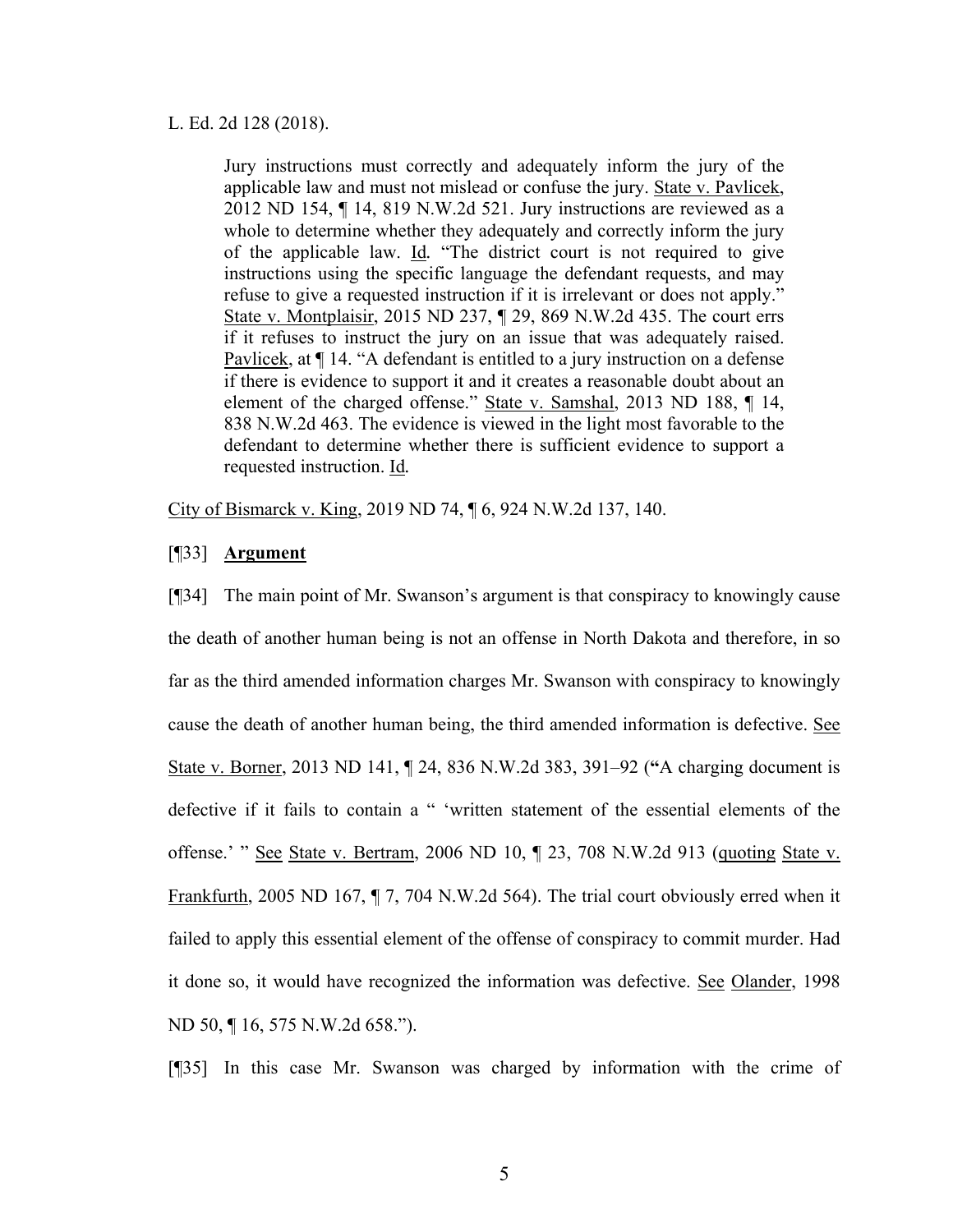L. Ed. 2d 128 (2018).

> Jury instructions must correctly and adequately inform the jury of the applicable law and must not mislead or confuse the jury. State v. Pavlicek, 2012 ND 154, ¶ 14, 819 N.W.2d 521. Jury instructions are reviewed as a whole to determine whether they adequately and correctly inform the jury of the applicable law. Id. "The district court is not required to give instructions using the specific language the defendant requests, and may refuse to give a requested instruction if it is irrelevant or does not apply." State v. Montplaisir, 2015 ND 237, ¶ 29, 869 N.W.2d 435. The court errs if it refuses to instruct the jury on an issue that was adequately raised. Pavlicek, at ¶ 14. "A defendant is entitled to a jury instruction on a defense if there is evidence to support it and it creates a reasonable doubt about an element of the charged offense." State v. Samshal, 2013 ND 188, ¶ 14, 838 N.W.2d 463. The evidence is viewed in the light most favorable to the defendant to determine whether there is sufficient evidence to support a requested instruction. Id.

City of Bismarck v. King, 2019 ND 74, ¶ 6, 924 N.W.2d 137, 140.

[¶33] **Argument**

[¶34] The main point of Mr. Swanson's argument is that conspiracy to knowingly cause the death of another human being is not an offense in North Dakota and therefore, in so far as the third amended information charges Mr. Swanson with conspiracy to knowingly cause the death of another human being, the third amended information is defective. See State v. Borner, 2013 ND 141, ¶ 24, 836 N.W.2d 383, 391–92 (**"**A charging document is defective if it fails to contain a " 'written statement of the essential elements of the offense.' " See State v. Bertram, 2006 ND 10, ¶ 23, 708 N.W.2d 913 (quoting State v. Frankfurth, 2005 ND 167, ¶ 7, 704 N.W.2d 564). The trial court obviously erred when it failed to apply this essential element of the offense of conspiracy to commit murder. Had it done so, it would have recognized the information was defective. See Olander, 1998 ND 50, ¶ 16, 575 N.W.2d 658.").

[¶35] In this case Mr. Swanson was charged by information with the crime of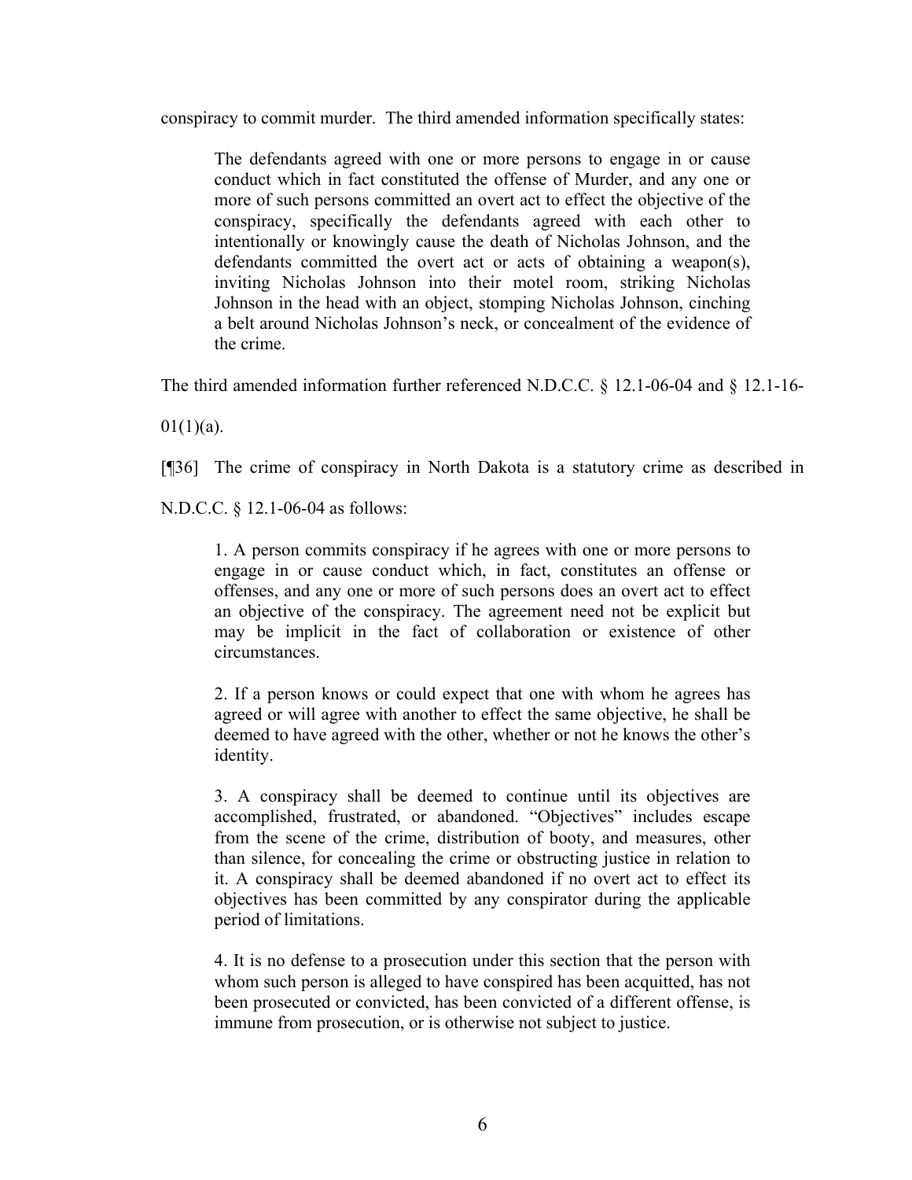conspiracy to commit murder. The third amended information specifically states:

> The defendants agreed with one or more persons to engage in or cause conduct which in fact constituted the offense of Murder, and any one or more of such persons committed an overt act to effect the objective of the conspiracy, specifically the defendants agreed with each other to intentionally or knowingly cause the death of Nicholas Johnson, and the defendants committed the overt act or acts of obtaining a weapon(s), inviting Nicholas Johnson into their motel room, striking Nicholas Johnson in the head with an object, stomping Nicholas Johnson, cinching a belt around Nicholas Johnson's neck, or concealment of the evidence of the crime.

The third amended information further referenced N.D.C.C. § 12.1-06-04 and § 12.1-16-01(1)(a).

[¶36] The crime of conspiracy in North Dakota is a statutory crime as described in N.D.C.C. § 12.1-06-04 as follows:

> 1. A person commits conspiracy if he agrees with one or more persons to engage in or cause conduct which, in fact, constitutes an offense or offenses, and any one or more of such persons does an overt act to effect an objective of the conspiracy. The agreement need not be explicit but may be implicit in the fact of collaboration or existence of other circumstances.
>
> 2. If a person knows or could expect that one with whom he agrees has agreed or will agree with another to effect the same objective, he shall be deemed to have agreed with the other, whether or not he knows the other's identity.
>
> 3. A conspiracy shall be deemed to continue until its objectives are accomplished, frustrated, or abandoned. "Objectives" includes escape from the scene of the crime, distribution of booty, and measures, other than silence, for concealing the crime or obstructing justice in relation to it. A conspiracy shall be deemed abandoned if no overt act to effect its objectives has been committed by any conspirator during the applicable period of limitations.
>
> 4. It is no defense to a prosecution under this section that the person with whom such person is alleged to have conspired has been acquitted, has not been prosecuted or convicted, has been convicted of a different offense, is immune from prosecution, or is otherwise not subject to justice.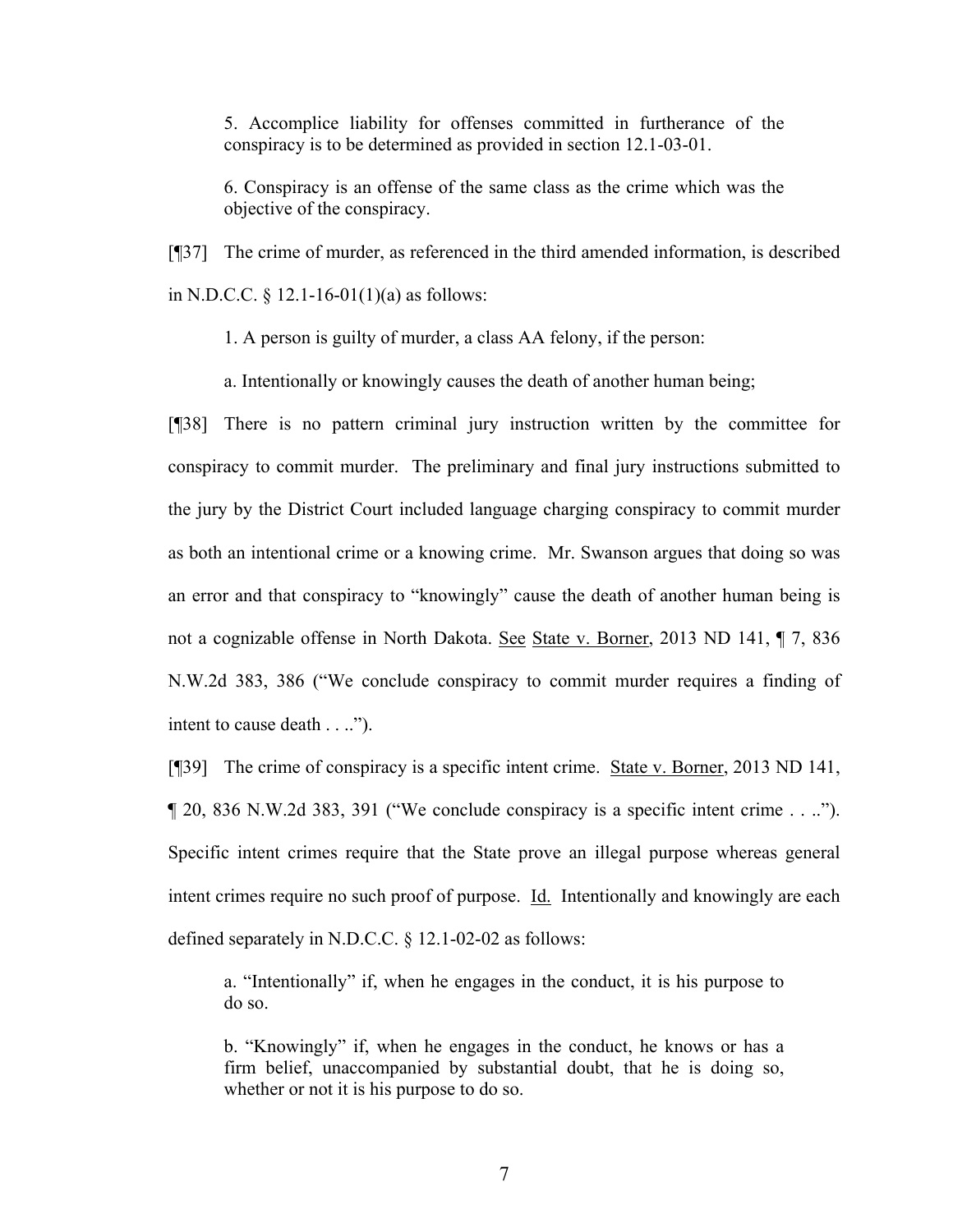> 5. Accomplice liability for offenses committed in furtherance of the conspiracy is to be determined as provided in section 12.1-03-01.
>
> 6. Conspiracy is an offense of the same class as the crime which was the objective of the conspiracy.

[¶37] The crime of murder, as referenced in the third amended information, is described in N.D.C.C. § 12.1-16-01(1)(a) as follows:

> 1. A person is guilty of murder, a class AA felony, if the person:
>
> a. Intentionally or knowingly causes the death of another human being;

[¶38] There is no pattern criminal jury instruction written by the committee for conspiracy to commit murder. The preliminary and final jury instructions submitted to the jury by the District Court included language charging conspiracy to commit murder as both an intentional crime or a knowing crime. Mr. Swanson argues that doing so was an error and that conspiracy to "knowingly" cause the death of another human being is not a cognizable offense in North Dakota. <u>See</u> <u>State v. Borner</u>, 2013 ND 141, ¶ 7, 836 N.W.2d 383, 386 ("We conclude conspiracy to commit murder requires a finding of intent to cause death . . ..").

[¶39] The crime of conspiracy is a specific intent crime. <u>State v. Borner</u>, 2013 ND 141, ¶ 20, 836 N.W.2d 383, 391 ("We conclude conspiracy is a specific intent crime . . .."). Specific intent crimes require that the State prove an illegal purpose whereas general intent crimes require no such proof of purpose. <u>Id.</u> Intentionally and knowingly are each defined separately in N.D.C.C. § 12.1-02-02 as follows:

> a. "Intentionally" if, when he engages in the conduct, it is his purpose to do so.
>
> b. "Knowingly" if, when he engages in the conduct, he knows or has a firm belief, unaccompanied by substantial doubt, that he is doing so, whether or not it is his purpose to do so.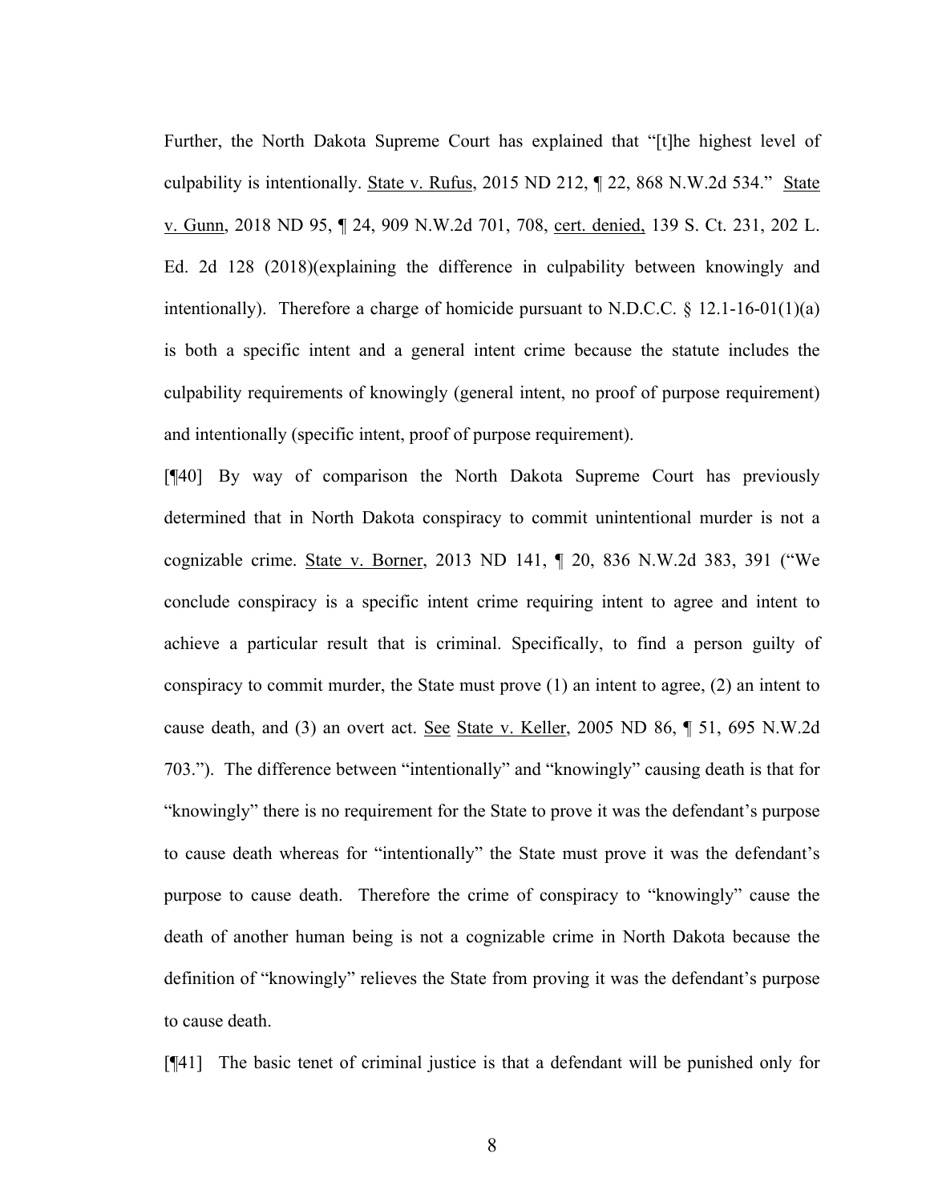Further, the North Dakota Supreme Court has explained that "[t]he highest level of culpability is intentionally. State v. Rufus, 2015 ND 212, ¶ 22, 868 N.W.2d 534." State v. Gunn, 2018 ND 95, ¶ 24, 909 N.W.2d 701, 708, cert. denied, 139 S. Ct. 231, 202 L. Ed. 2d 128 (2018)(explaining the difference in culpability between knowingly and intentionally). Therefore a charge of homicide pursuant to N.D.C.C. § 12.1-16-01(1)(a) is both a specific intent and a general intent crime because the statute includes the culpability requirements of knowingly (general intent, no proof of purpose requirement) and intentionally (specific intent, proof of purpose requirement).

[¶40] By way of comparison the North Dakota Supreme Court has previously determined that in North Dakota conspiracy to commit unintentional murder is not a cognizable crime. State v. Borner, 2013 ND 141, ¶ 20, 836 N.W.2d 383, 391 ("We conclude conspiracy is a specific intent crime requiring intent to agree and intent to achieve a particular result that is criminal. Specifically, to find a person guilty of conspiracy to commit murder, the State must prove (1) an intent to agree, (2) an intent to cause death, and (3) an overt act. See State v. Keller, 2005 ND 86, ¶ 51, 695 N.W.2d 703."). The difference between "intentionally" and "knowingly" causing death is that for "knowingly" there is no requirement for the State to prove it was the defendant's purpose to cause death whereas for "intentionally" the State must prove it was the defendant's purpose to cause death. Therefore the crime of conspiracy to "knowingly" cause the death of another human being is not a cognizable crime in North Dakota because the definition of "knowingly" relieves the State from proving it was the defendant's purpose to cause death.

[¶41] The basic tenet of criminal justice is that a defendant will be punished only for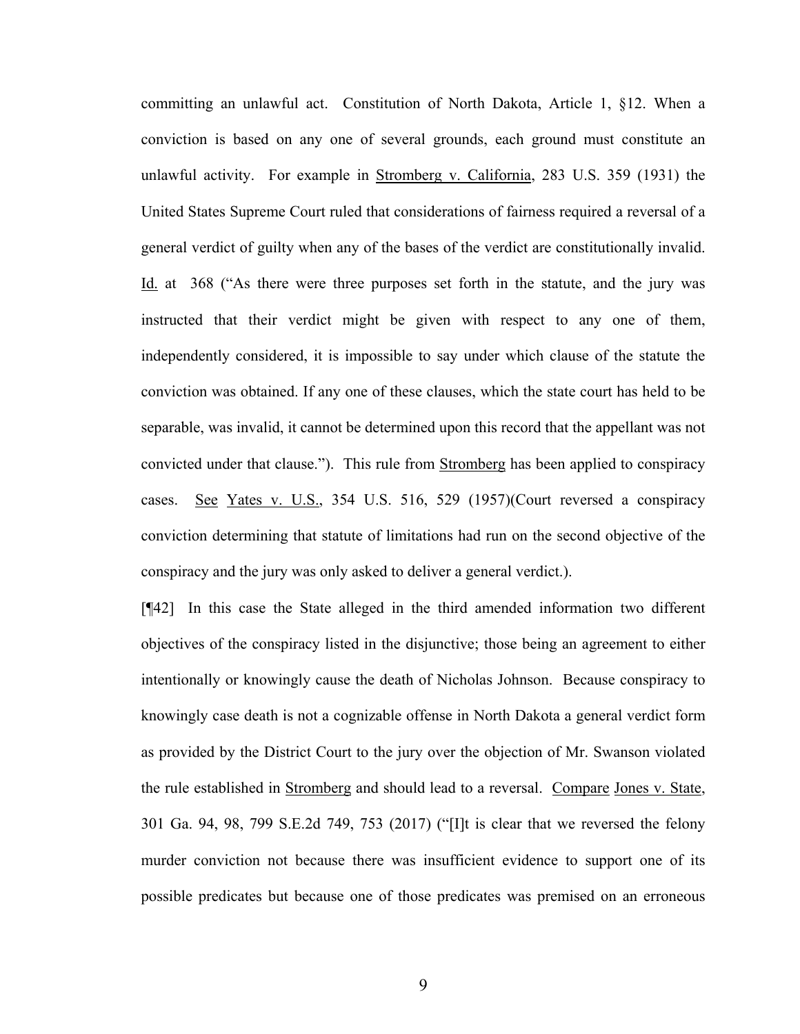committing an unlawful act. Constitution of North Dakota, Article 1, §12. When a conviction is based on any one of several grounds, each ground must constitute an unlawful activity. For example in Stromberg v. California, 283 U.S. 359 (1931) the United States Supreme Court ruled that considerations of fairness required a reversal of a general verdict of guilty when any of the bases of the verdict are constitutionally invalid. Id. at 368 ("As there were three purposes set forth in the statute, and the jury was instructed that their verdict might be given with respect to any one of them, independently considered, it is impossible to say under which clause of the statute the conviction was obtained. If any one of these clauses, which the state court has held to be separable, was invalid, it cannot be determined upon this record that the appellant was not convicted under that clause."). This rule from Stromberg has been applied to conspiracy cases. See Yates v. U.S., 354 U.S. 516, 529 (1957)(Court reversed a conspiracy conviction determining that statute of limitations had run on the second objective of the conspiracy and the jury was only asked to deliver a general verdict.).

[¶42] In this case the State alleged in the third amended information two different objectives of the conspiracy listed in the disjunctive; those being an agreement to either intentionally or knowingly cause the death of Nicholas Johnson. Because conspiracy to knowingly case death is not a cognizable offense in North Dakota a general verdict form as provided by the District Court to the jury over the objection of Mr. Swanson violated the rule established in Stromberg and should lead to a reversal. Compare Jones v. State, 301 Ga. 94, 98, 799 S.E.2d 749, 753 (2017) ("[I]t is clear that we reversed the felony murder conviction not because there was insufficient evidence to support one of its possible predicates but because one of those predicates was premised on an erroneous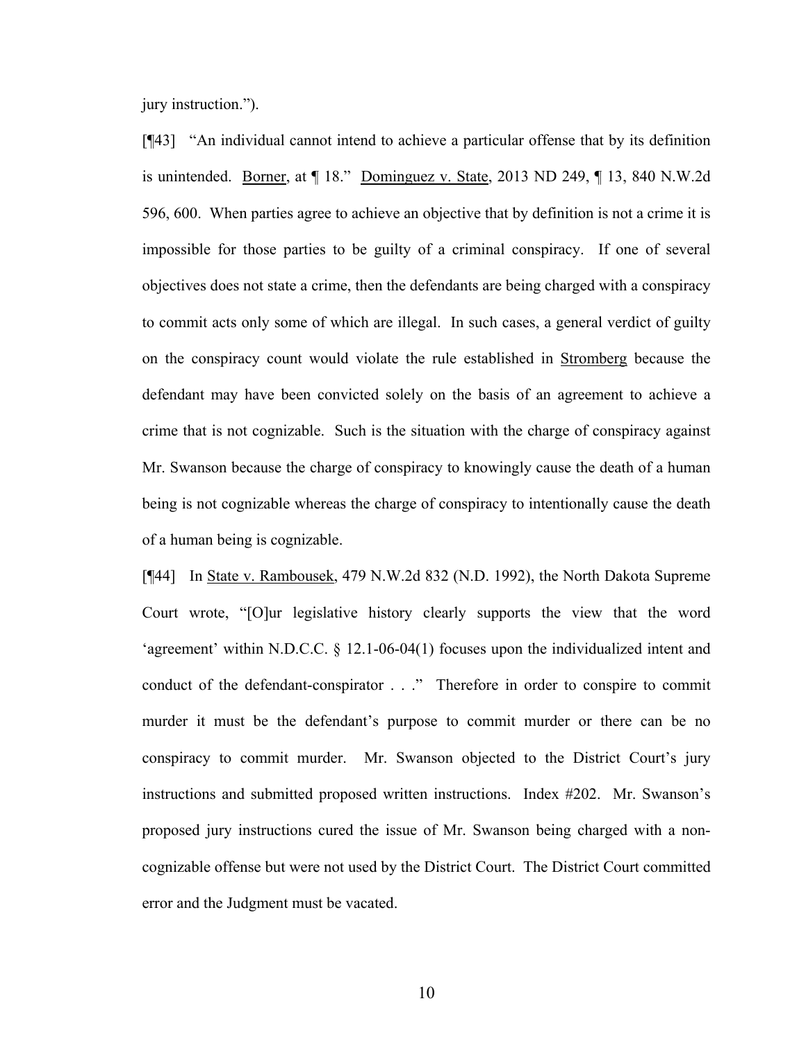jury instruction.").

[¶43] "An individual cannot intend to achieve a particular offense that by its definition is unintended. Borner, at ¶ 18." Dominguez v. State, 2013 ND 249, ¶ 13, 840 N.W.2d 596, 600. When parties agree to achieve an objective that by definition is not a crime it is impossible for those parties to be guilty of a criminal conspiracy. If one of several objectives does not state a crime, then the defendants are being charged with a conspiracy to commit acts only some of which are illegal. In such cases, a general verdict of guilty on the conspiracy count would violate the rule established in Stromberg because the defendant may have been convicted solely on the basis of an agreement to achieve a crime that is not cognizable. Such is the situation with the charge of conspiracy against Mr. Swanson because the charge of conspiracy to knowingly cause the death of a human being is not cognizable whereas the charge of conspiracy to intentionally cause the death of a human being is cognizable.

[¶44] In State v. Rambousek, 479 N.W.2d 832 (N.D. 1992), the North Dakota Supreme Court wrote, "[O]ur legislative history clearly supports the view that the word 'agreement' within N.D.C.C. § 12.1-06-04(1) focuses upon the individualized intent and conduct of the defendant-conspirator . . ." Therefore in order to conspire to commit murder it must be the defendant's purpose to commit murder or there can be no conspiracy to commit murder. Mr. Swanson objected to the District Court's jury instructions and submitted proposed written instructions. Index #202. Mr. Swanson's proposed jury instructions cured the issue of Mr. Swanson being charged with a non-cognizable offense but were not used by the District Court. The District Court committed error and the Judgment must be vacated.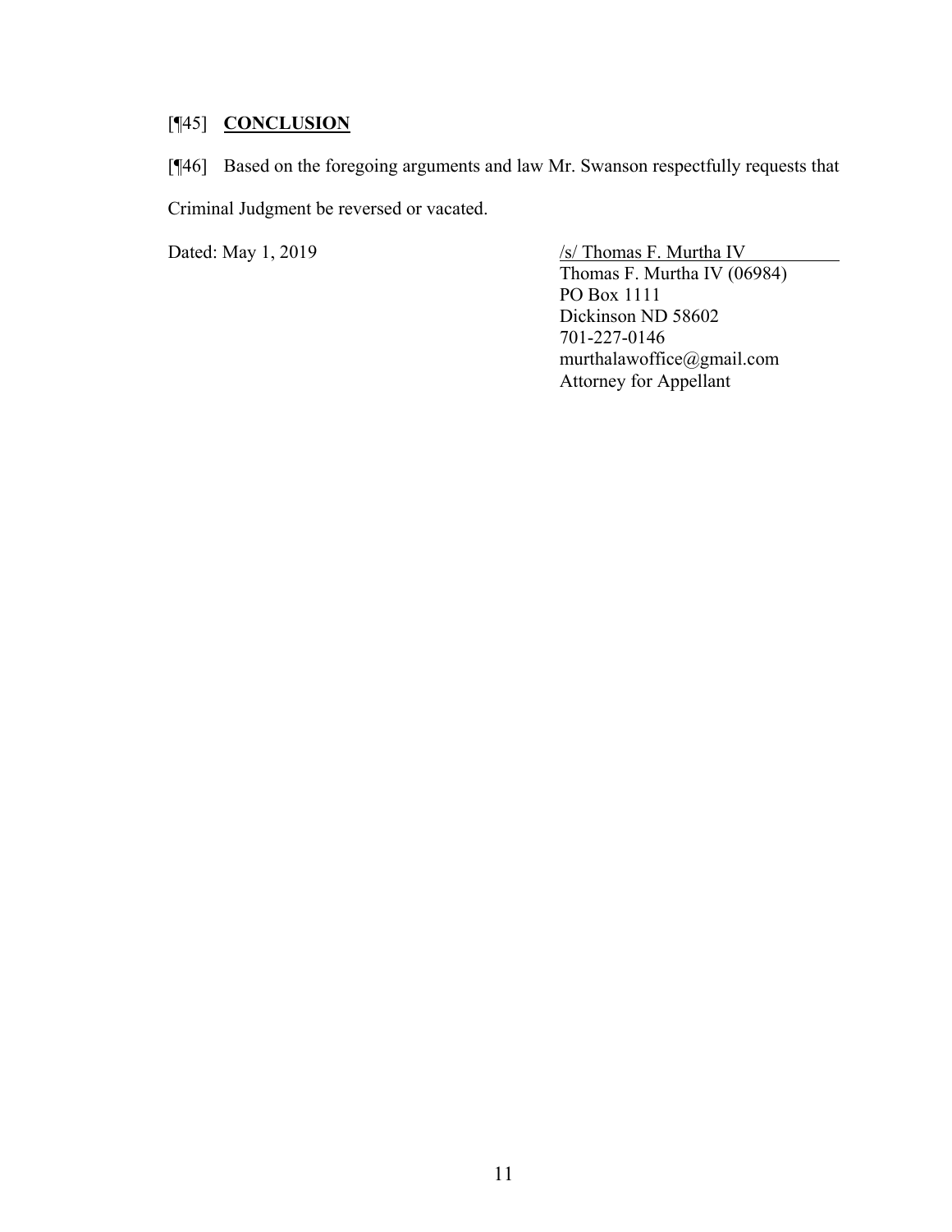[¶45] **CONCLUSION**

[¶46] Based on the foregoing arguments and law Mr. Swanson respectfully requests that Criminal Judgment be reversed or vacated.

Dated: May 1, 2019

/s/ Thomas F. Murtha IV
Thomas F. Murtha IV (06984)
PO Box 1111
Dickinson ND 58602
701-227-0146
murthalawoffice@gmail.com
Attorney for Appellant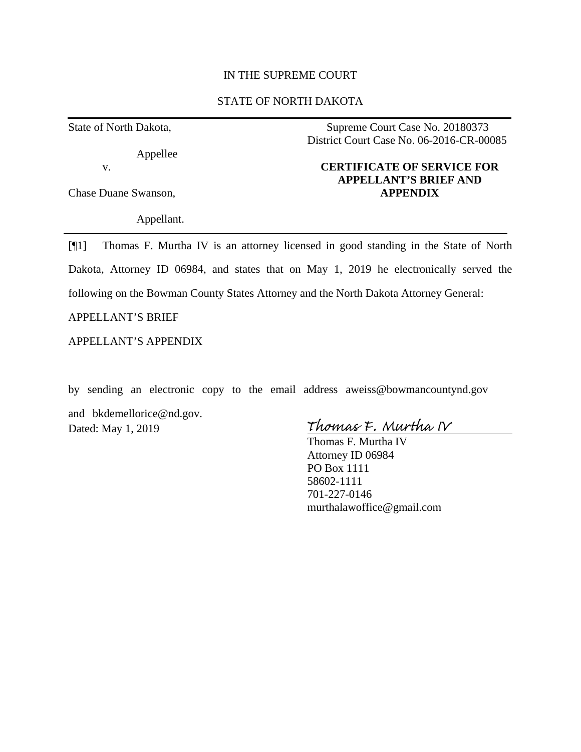IN THE SUPREME COURT

STATE OF NORTH DAKOTA

| | |
|---|---|
| State of North Dakota,<br><br>Appellee<br>v.<br><br>Chase Duane Swanson,<br><br>Appellant. | Supreme Court Case No. 20180373<br>District Court Case No. 06-2016-CR-00085<br><br>**CERTIFICATE OF SERVICE FOR APPELLANT'S BRIEF AND APPENDIX** |

[¶1] Thomas F. Murtha IV is an attorney licensed in good standing in the State of North Dakota, Attorney ID 06984, and states that on May 1, 2019 he electronically served the following on the Bowman County States Attorney and the North Dakota Attorney General:

APPELLANT'S BRIEF

APPELLANT'S APPENDIX

by sending an electronic copy to the email address aweiss@bowmancountynd.gov and bkdemellorice@nd.gov.

Dated: May 1, 2019

*Thomas F. Murtha IV*

Thomas F. Murtha IV
Attorney ID 06984
PO Box 1111
58602-1111
701-227-0146
murthalawoffice@gmail.com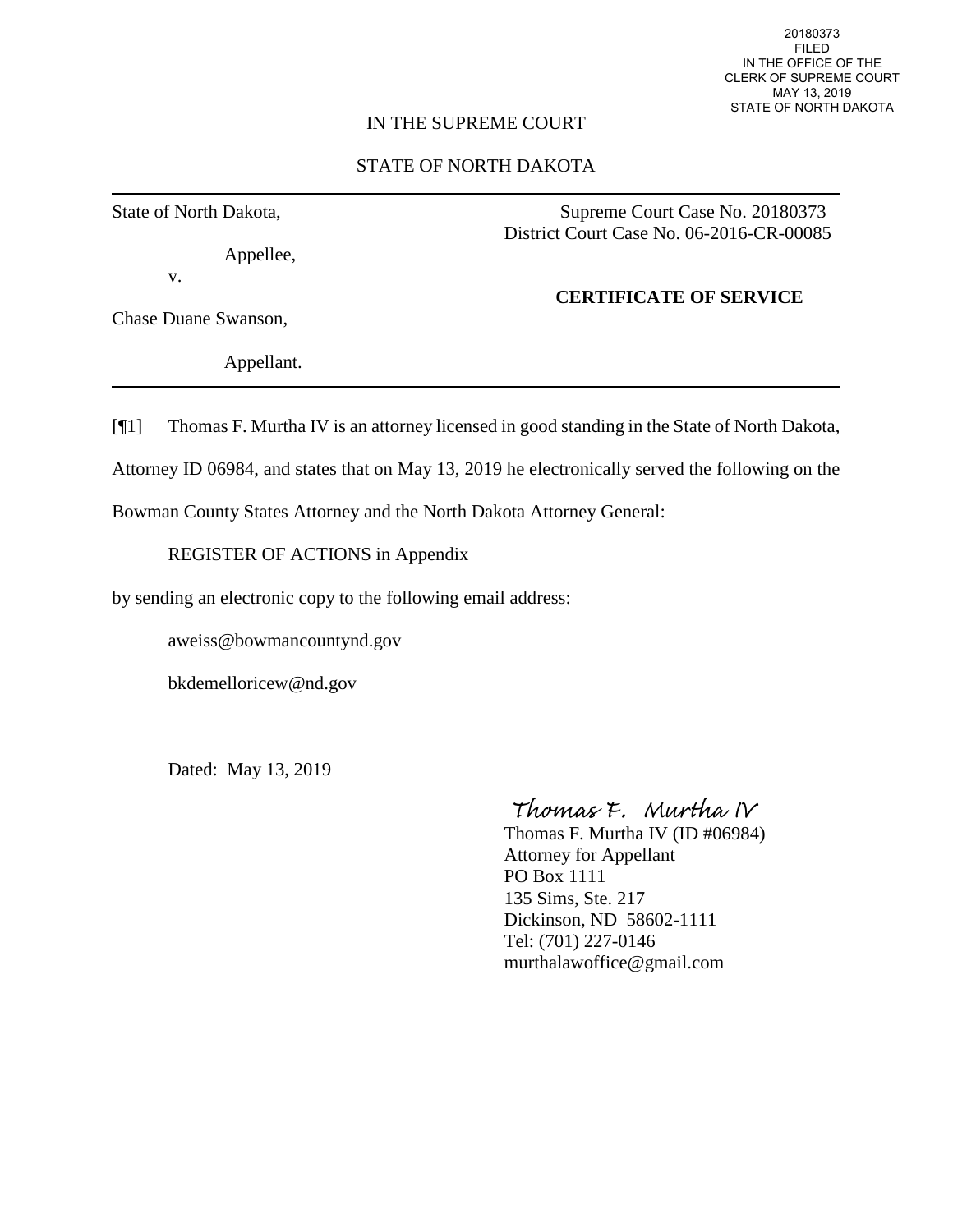20180373
FILED
IN THE OFFICE OF THE
CLERK OF SUPREME COURT
MAY 13, 2019
STATE OF NORTH DAKOTA

IN THE SUPREME COURT

STATE OF NORTH DAKOTA

| | |
|---|---|
| State of North Dakota,<br><br>Appellee,<br><br>v.<br><br>Chase Duane Swanson,<br><br>Appellant. | Supreme Court Case No. 20180373<br>District Court Case No. 06-2016-CR-00085<br><br>**CERTIFICATE OF SERVICE** |

[¶1] Thomas F. Murtha IV is an attorney licensed in good standing in the State of North Dakota, Attorney ID 06984, and states that on May 13, 2019 he electronically served the following on the Bowman County States Attorney and the North Dakota Attorney General:

REGISTER OF ACTIONS in Appendix

by sending an electronic copy to the following email address:

aweiss@bowmancountynd.gov

bkdemelloricew@nd.gov

Dated: May 13, 2019

Thomas F. Murtha IV

Thomas F. Murtha IV (ID #06984)
Attorney for Appellant
PO Box 1111
135 Sims, Ste. 217
Dickinson, ND 58602-1111
Tel: (701) 227-0146
murthalawoffice@gmail.com